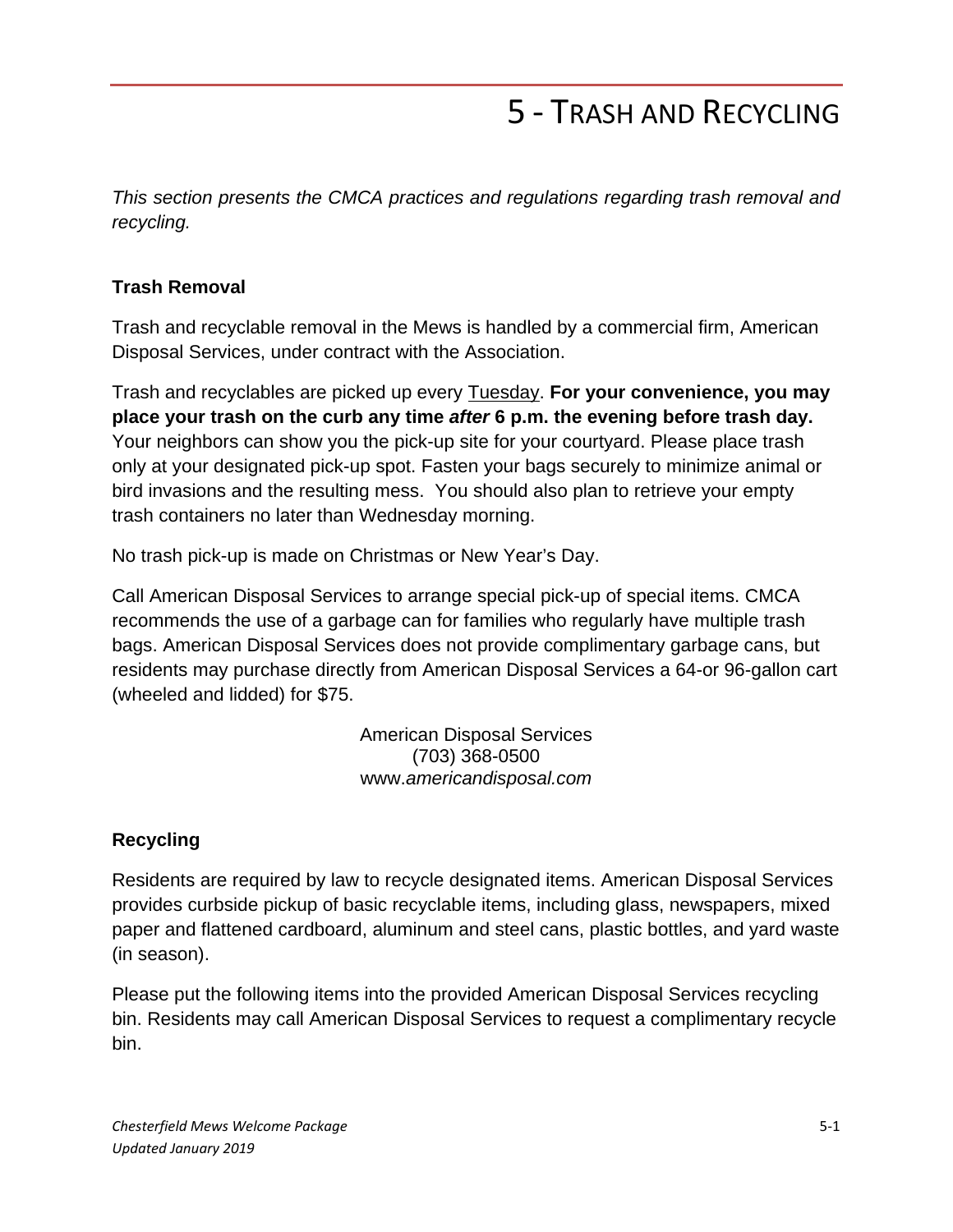# 5 - Trash and Recycling

*This section presents the CMCA practices and regulations regarding trash removal and recycling.*

### Trash Removal

Trash and recyclable removal in the Mews is handled by a commercial firm, American Disposal Services, under contract with the Association.

Trash and recyclables are picked up every <u>Tuesday</u>. **For your convenience, you may place your trash on the curb any time *after* 6 p.m. the evening before trash day.** Your neighbors can show you the pick-up site for your courtyard. Please place trash only at your designated pick-up spot. Fasten your bags securely to minimize animal or bird invasions and the resulting mess. You should also plan to retrieve your empty trash containers no later than Wednesday morning.

No trash pick-up is made on Christmas or New Year's Day.

Call American Disposal Services to arrange special pick-up of special items. CMCA recommends the use of a garbage can for families who regularly have multiple trash bags. American Disposal Services does not provide complimentary garbage cans, but residents may purchase directly from American Disposal Services a 64-or 96-gallon cart (wheeled and lidded) for $75.

American Disposal Services
(703) 368-0500
www.*americandisposal.com*

### Recycling

Residents are required by law to recycle designated items. American Disposal Services provides curbside pickup of basic recyclable items, including glass, newspapers, mixed paper and flattened cardboard, aluminum and steel cans, plastic bottles, and yard waste (in season).

Please put the following items into the provided American Disposal Services recycling bin. Residents may call American Disposal Services to request a complimentary recycle bin.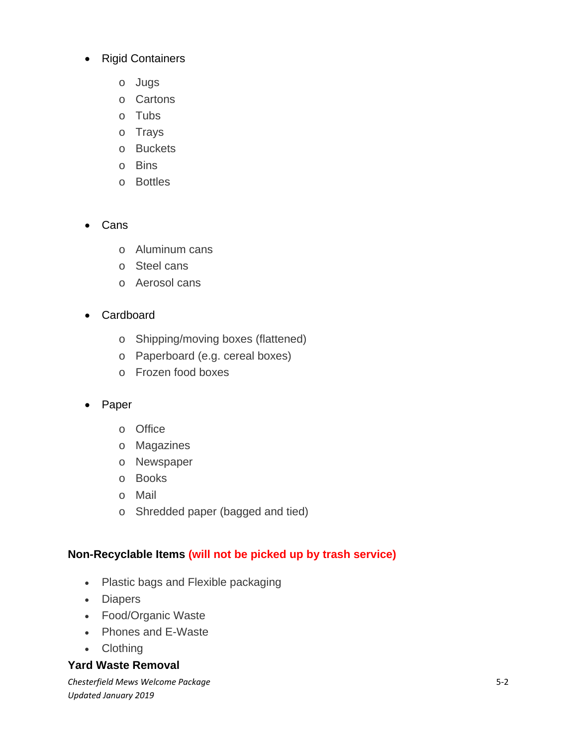- Rigid Containers
  - Jugs
  - Cartons
  - Tubs
  - Trays
  - Buckets
  - Bins
  - Bottles

- Cans
  - Aluminum cans
  - Steel cans
  - Aerosol cans

- Cardboard
  - Shipping/moving boxes (flattened)
  - Paperboard (e.g. cereal boxes)
  - Frozen food boxes

- Paper
  - Office
  - Magazines
  - Newspaper
  - Books
  - Mail
  - Shredded paper (bagged and tied)

### Non-Recyclable Items (will not be picked up by trash service)

- Plastic bags and Flexible packaging
- Diapers
- Food/Organic Waste
- Phones and E-Waste
- Clothing

### Yard Waste Removal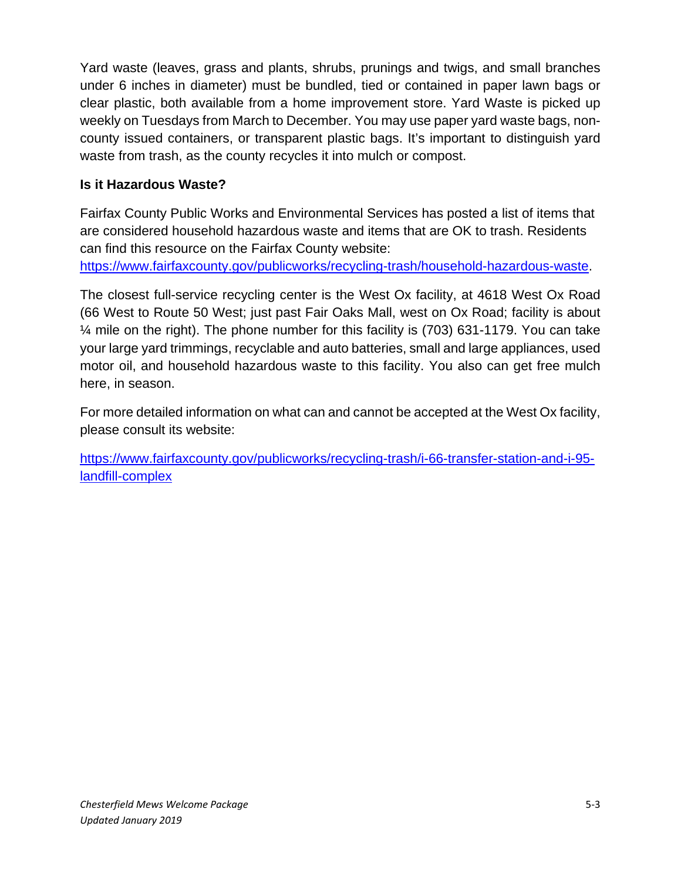Yard waste (leaves, grass and plants, shrubs, prunings and twigs, and small branches under 6 inches in diameter) must be bundled, tied or contained in paper lawn bags or clear plastic, both available from a home improvement store. Yard Waste is picked up weekly on Tuesdays from March to December. You may use paper yard waste bags, non-county issued containers, or transparent plastic bags. It's important to distinguish yard waste from trash, as the county recycles it into mulch or compost.

**Is it Hazardous Waste?**

Fairfax County Public Works and Environmental Services has posted a list of items that are considered household hazardous waste and items that are OK to trash. Residents can find this resource on the Fairfax County website: https://www.fairfaxcounty.gov/publicworks/recycling-trash/household-hazardous-waste.

The closest full-service recycling center is the West Ox facility, at 4618 West Ox Road (66 West to Route 50 West; just past Fair Oaks Mall, west on Ox Road; facility is about ¼ mile on the right). The phone number for this facility is (703) 631-1179. You can take your large yard trimmings, recyclable and auto batteries, small and large appliances, used motor oil, and household hazardous waste to this facility. You also can get free mulch here, in season.

For more detailed information on what can and cannot be accepted at the West Ox facility, please consult its website:

https://www.fairfaxcounty.gov/publicworks/recycling-trash/i-66-transfer-station-and-i-95-landfill-complex